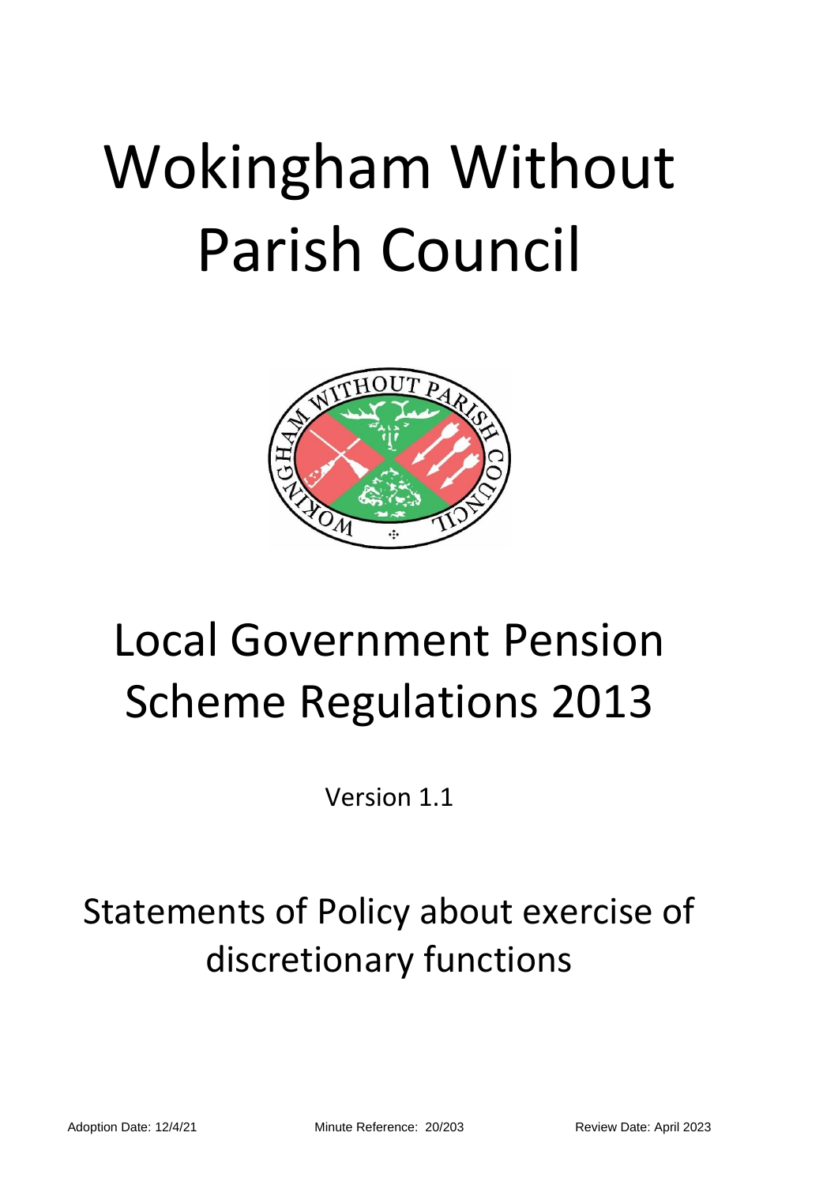# Wokingham Without Parish Council

# Local Government Pension Scheme Regulations 2013

Version 1.1

## Statements of Policy about exercise of discretionary functions

Adoption Date: 12/4/21 Minute Reference: 20/203 Review Date: April 2023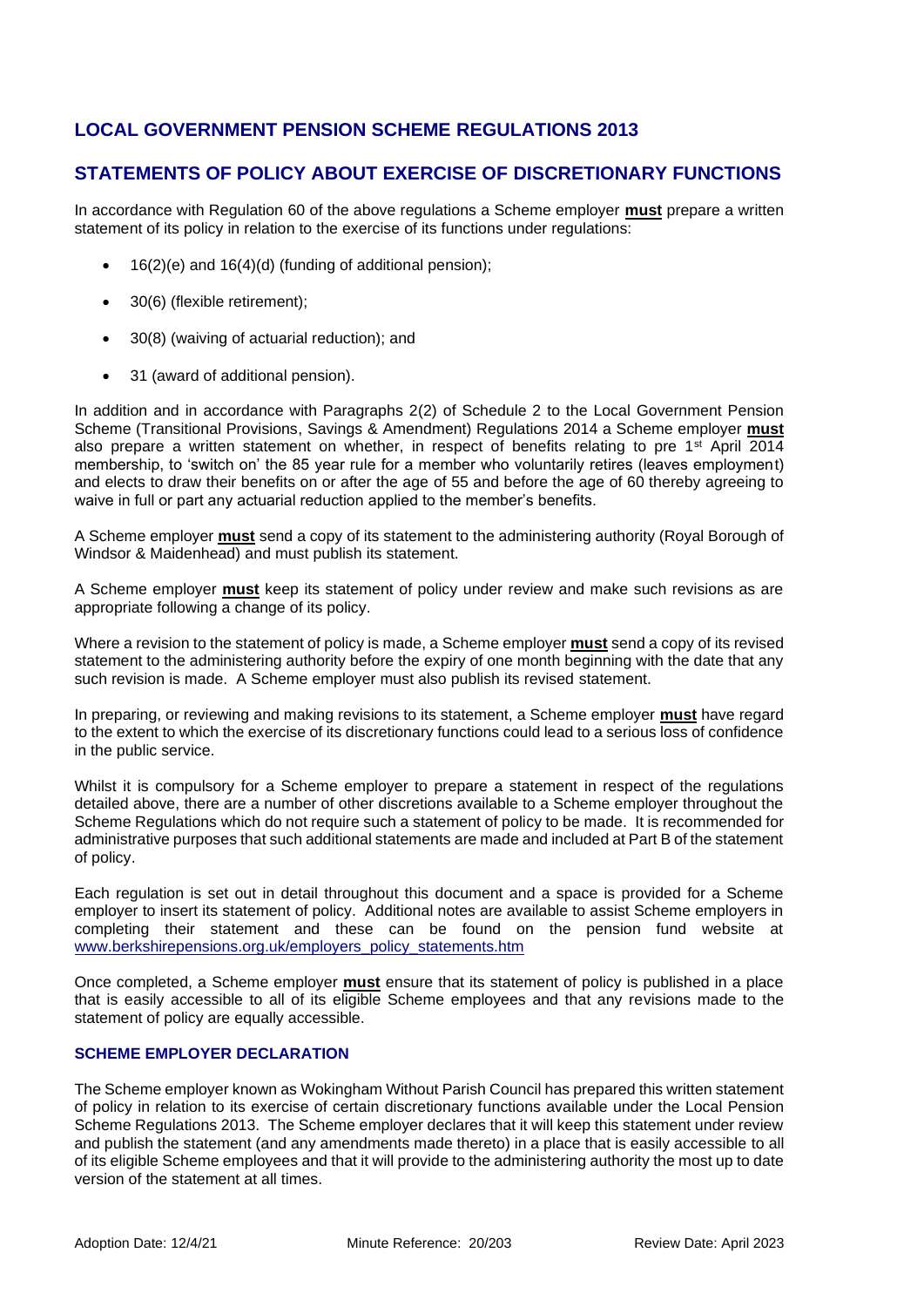## LOCAL GOVERNMENT PENSION SCHEME REGULATIONS 2013

## STATEMENTS OF POLICY ABOUT EXERCISE OF DISCRETIONARY FUNCTIONS

In accordance with Regulation 60 of the above regulations a Scheme employer **must** prepare a written statement of its policy in relation to the exercise of its functions under regulations:

- 16(2)(e) and 16(4)(d) (funding of additional pension);
- 30(6) (flexible retirement);
- 30(8) (waiving of actuarial reduction); and
- 31 (award of additional pension).

In addition and in accordance with Paragraphs 2(2) of Schedule 2 to the Local Government Pension Scheme (Transitional Provisions, Savings & Amendment) Regulations 2014 a Scheme employer **must** also prepare a written statement on whether, in respect of benefits relating to pre 1st April 2014 membership, to 'switch on' the 85 year rule for a member who voluntarily retires (leaves employment) and elects to draw their benefits on or after the age of 55 and before the age of 60 thereby agreeing to waive in full or part any actuarial reduction applied to the member's benefits.

A Scheme employer **must** send a copy of its statement to the administering authority (Royal Borough of Windsor & Maidenhead) and must publish its statement.

A Scheme employer **must** keep its statement of policy under review and make such revisions as are appropriate following a change of its policy.

Where a revision to the statement of policy is made, a Scheme employer **must** send a copy of its revised statement to the administering authority before the expiry of one month beginning with the date that any such revision is made. A Scheme employer must also publish its revised statement.

In preparing, or reviewing and making revisions to its statement, a Scheme employer **must** have regard to the extent to which the exercise of its discretionary functions could lead to a serious loss of confidence in the public service.

Whilst it is compulsory for a Scheme employer to prepare a statement in respect of the regulations detailed above, there are a number of other discretions available to a Scheme employer throughout the Scheme Regulations which do not require such a statement of policy to be made. It is recommended for administrative purposes that such additional statements are made and included at Part B of the statement of policy.

Each regulation is set out in detail throughout this document and a space is provided for a Scheme employer to insert its statement of policy. Additional notes are available to assist Scheme employers in completing their statement and these can be found on the pension fund website at www.berkshirepensions.org.uk/employers_policy_statements.htm

Once completed, a Scheme employer **must** ensure that its statement of policy is published in a place that is easily accessible to all of its eligible Scheme employees and that any revisions made to the statement of policy are equally accessible.

### SCHEME EMPLOYER DECLARATION

The Scheme employer known as Wokingham Without Parish Council has prepared this written statement of policy in relation to its exercise of certain discretionary functions available under the Local Pension Scheme Regulations 2013. The Scheme employer declares that it will keep this statement under review and publish the statement (and any amendments made thereto) in a place that is easily accessible to all of its eligible Scheme employees and that it will provide to the administering authority the most up to date version of the statement at all times.

Adoption Date: 12/4/21 Minute Reference: 20/203 Review Date: April 2023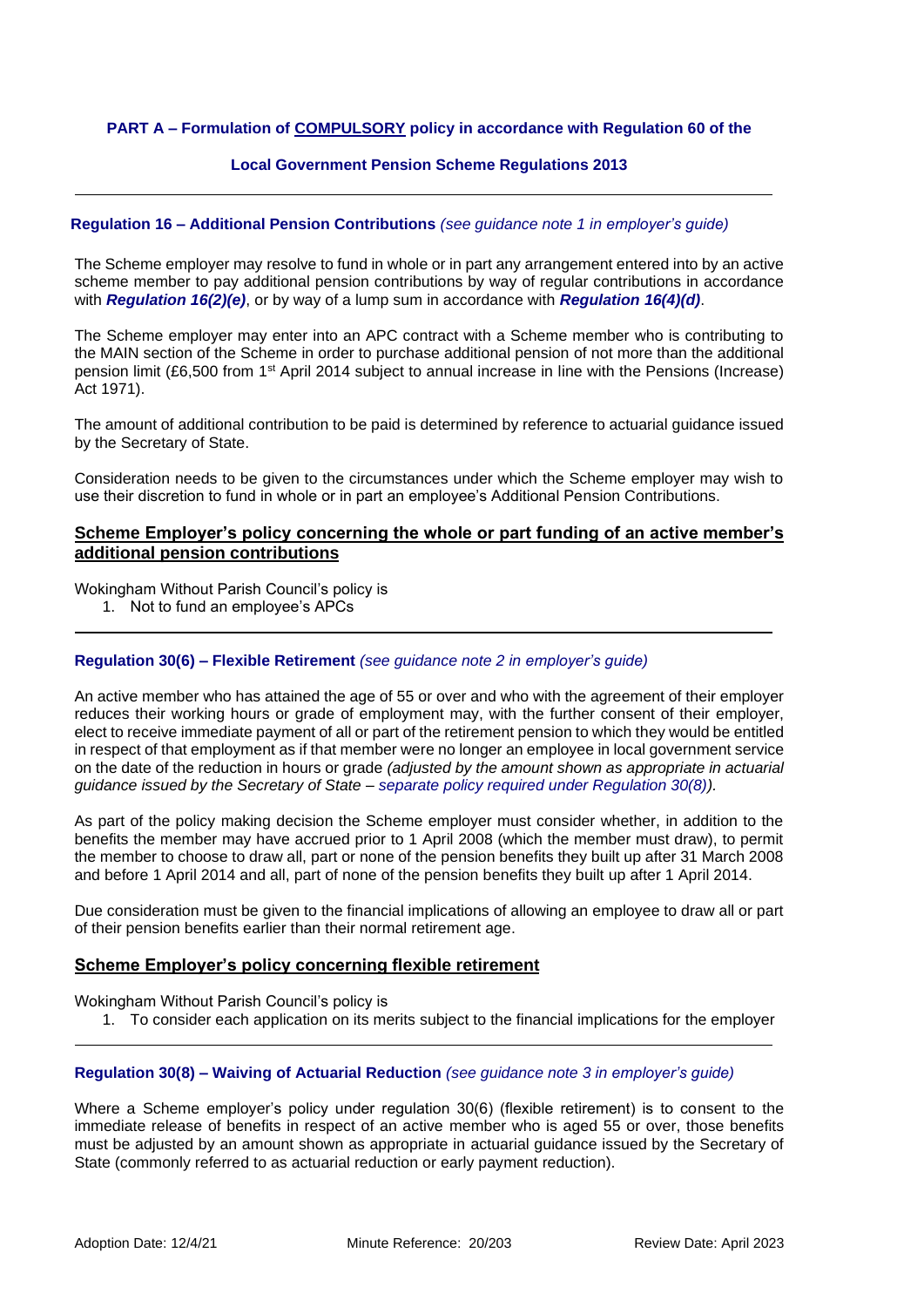**PART A – Formulation of COMPULSORY policy in accordance with Regulation 60 of the Local Government Pension Scheme Regulations 2013**

---

**Regulation 16 – Additional Pension Contributions** *(see guidance note 1 in employer's guide)*

The Scheme employer may resolve to fund in whole or in part any arrangement entered into by an active scheme member to pay additional pension contributions by way of regular contributions in accordance with ***Regulation 16(2)(e)***, or by way of a lump sum in accordance with ***Regulation 16(4)(d)***.

The Scheme employer may enter into an APC contract with a Scheme member who is contributing to the MAIN section of the Scheme in order to purchase additional pension of not more than the additional pension limit (£6,500 from 1st April 2014 subject to annual increase in line with the Pensions (Increase) Act 1971).

The amount of additional contribution to be paid is determined by reference to actuarial guidance issued by the Secretary of State.

Consideration needs to be given to the circumstances under which the Scheme employer may wish to use their discretion to fund in whole or in part an employee's Additional Pension Contributions.

## Scheme Employer's policy concerning the whole or part funding of an active member's additional pension contributions

Wokingham Without Parish Council's policy is

1. Not to fund an employee's APCs

---

**Regulation 30(6) – Flexible Retirement** *(see guidance note 2 in employer's guide)*

An active member who has attained the age of 55 or over and who with the agreement of their employer reduces their working hours or grade of employment may, with the further consent of their employer, elect to receive immediate payment of all or part of the retirement pension to which they would be entitled in respect of that employment as if that member were no longer an employee in local government service on the date of the reduction in hours or grade *(adjusted by the amount shown as appropriate in actuarial guidance issued by the Secretary of State – separate policy required under Regulation 30(8))*.

As part of the policy making decision the Scheme employer must consider whether, in addition to the benefits the member may have accrued prior to 1 April 2008 (which the member must draw), to permit the member to choose to draw all, part or none of the pension benefits they built up after 31 March 2008 and before 1 April 2014 and all, part of none of the pension benefits they built up after 1 April 2014.

Due consideration must be given to the financial implications of allowing an employee to draw all or part of their pension benefits earlier than their normal retirement age.

## Scheme Employer's policy concerning flexible retirement

Wokingham Without Parish Council's policy is

1. To consider each application on its merits subject to the financial implications for the employer

---

**Regulation 30(8) – Waiving of Actuarial Reduction** *(see guidance note 3 in employer's guide)*

Where a Scheme employer's policy under regulation 30(6) (flexible retirement) is to consent to the immediate release of benefits in respect of an active member who is aged 55 or over, those benefits must be adjusted by an amount shown as appropriate in actuarial guidance issued by the Secretary of State (commonly referred to as actuarial reduction or early payment reduction).

Adoption Date: 12/4/21 Minute Reference: 20/203 Review Date: April 2023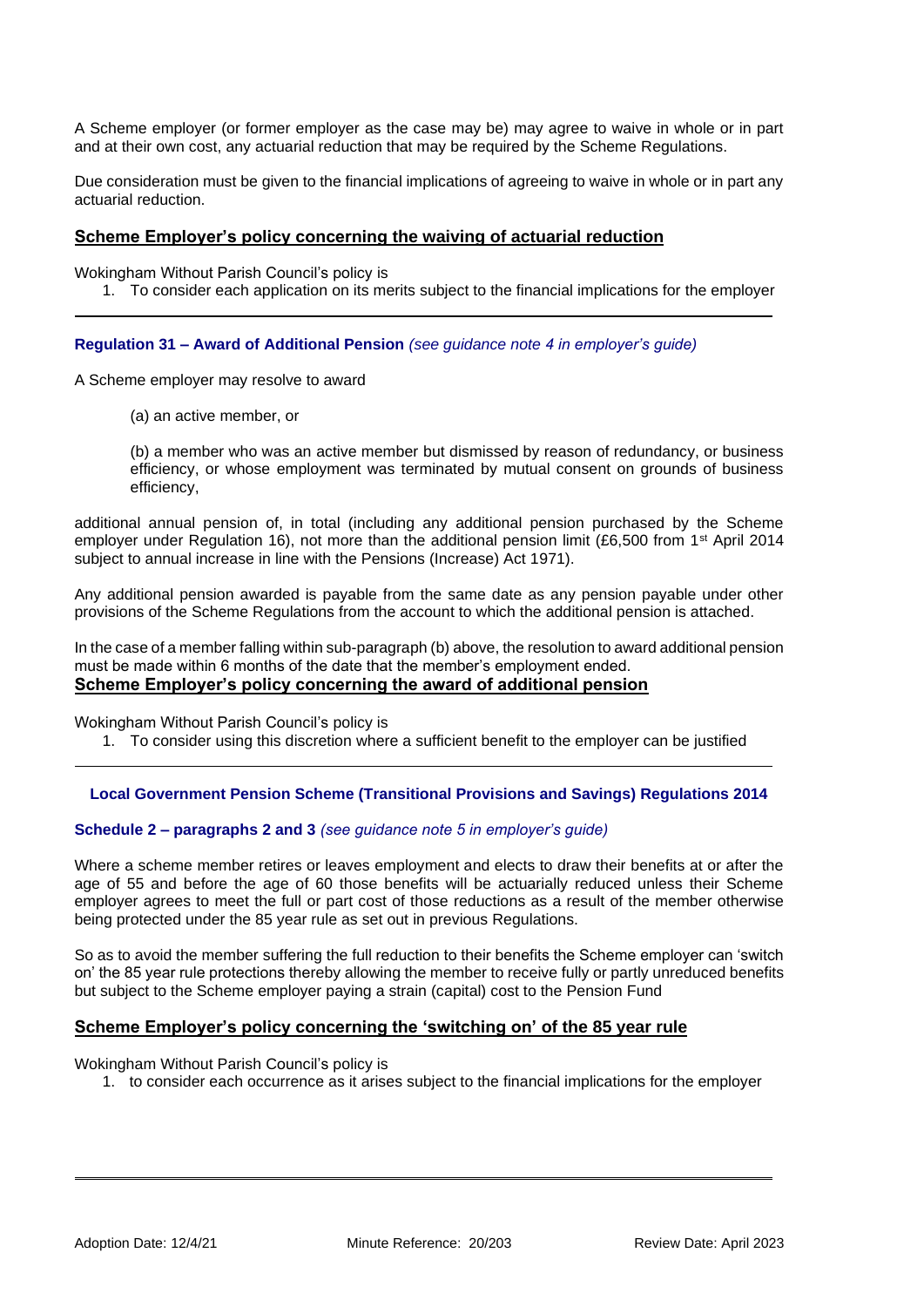A Scheme employer (or former employer as the case may be) may agree to waive in whole or in part and at their own cost, any actuarial reduction that may be required by the Scheme Regulations.

Due consideration must be given to the financial implications of agreeing to waive in whole or in part any actuarial reduction.

## Scheme Employer's policy concerning the waiving of actuarial reduction

Wokingham Without Parish Council's policy is

1. To consider each application on its merits subject to the financial implications for the employer

---

### Regulation 31 – Award of Additional Pension *(see guidance note 4 in employer's guide)*

A Scheme employer may resolve to award

(a) an active member, or

(b) a member who was an active member but dismissed by reason of redundancy, or business efficiency, or whose employment was terminated by mutual consent on grounds of business efficiency,

additional annual pension of, in total (including any additional pension purchased by the Scheme employer under Regulation 16), not more than the additional pension limit (£6,500 from 1st April 2014 subject to annual increase in line with the Pensions (Increase) Act 1971).

Any additional pension awarded is payable from the same date as any pension payable under other provisions of the Scheme Regulations from the account to which the additional pension is attached.

In the case of a member falling within sub-paragraph (b) above, the resolution to award additional pension must be made within 6 months of the date that the member's employment ended.

## Scheme Employer's policy concerning the award of additional pension

Wokingham Without Parish Council's policy is

1. To consider using this discretion where a sufficient benefit to the employer can be justified

---

### Local Government Pension Scheme (Transitional Provisions and Savings) Regulations 2014

### Schedule 2 – paragraphs 2 and 3 *(see guidance note 5 in employer's guide)*

Where a scheme member retires or leaves employment and elects to draw their benefits at or after the age of 55 and before the age of 60 those benefits will be actuarially reduced unless their Scheme employer agrees to meet the full or part cost of those reductions as a result of the member otherwise being protected under the 85 year rule as set out in previous Regulations.

So as to avoid the member suffering the full reduction to their benefits the Scheme employer can 'switch on' the 85 year rule protections thereby allowing the member to receive fully or partly unreduced benefits but subject to the Scheme employer paying a strain (capital) cost to the Pension Fund

## Scheme Employer's policy concerning the 'switching on' of the 85 year rule

Wokingham Without Parish Council's policy is

1. to consider each occurrence as it arises subject to the financial implications for the employer

---

Adoption Date: 12/4/21 Minute Reference: 20/203 Review Date: April 2023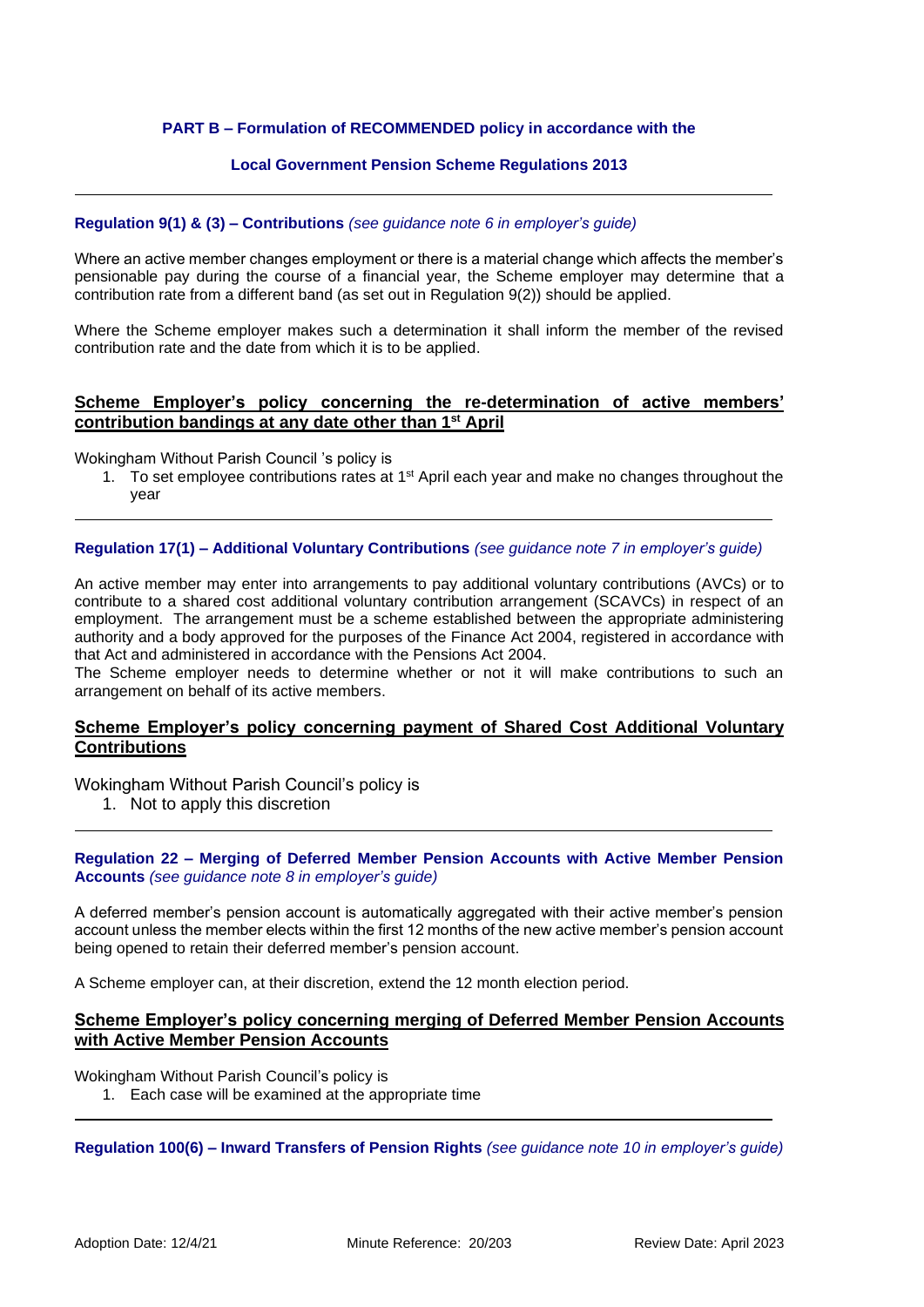**PART B – Formulation of RECOMMENDED policy in accordance with the**

**Local Government Pension Scheme Regulations 2013**

---

**Regulation 9(1) & (3) – Contributions** *(see guidance note 6 in employer's guide)*

Where an active member changes employment or there is a material change which affects the member's pensionable pay during the course of a financial year, the Scheme employer may determine that a contribution rate from a different band (as set out in Regulation 9(2)) should be applied.

Where the Scheme employer makes such a determination it shall inform the member of the revised contribution rate and the date from which it is to be applied.

## Scheme Employer's policy concerning the re-determination of active members' contribution bandings at any date other than 1st April

Wokingham Without Parish Council 's policy is

1. To set employee contributions rates at 1st April each year and make no changes throughout the year

---

**Regulation 17(1) – Additional Voluntary Contributions** *(see guidance note 7 in employer's guide)*

An active member may enter into arrangements to pay additional voluntary contributions (AVCs) or to contribute to a shared cost additional voluntary contribution arrangement (SCAVCs) in respect of an employment. The arrangement must be a scheme established between the appropriate administering authority and a body approved for the purposes of the Finance Act 2004, registered in accordance with that Act and administered in accordance with the Pensions Act 2004.
The Scheme employer needs to determine whether or not it will make contributions to such an arrangement on behalf of its active members.

## Scheme Employer's policy concerning payment of Shared Cost Additional Voluntary Contributions

Wokingham Without Parish Council's policy is

1. Not to apply this discretion

---

**Regulation 22 – Merging of Deferred Member Pension Accounts with Active Member Pension Accounts** *(see guidance note 8 in employer's guide)*

A deferred member's pension account is automatically aggregated with their active member's pension account unless the member elects within the first 12 months of the new active member's pension account being opened to retain their deferred member's pension account.

A Scheme employer can, at their discretion, extend the 12 month election period.

## Scheme Employer's policy concerning merging of Deferred Member Pension Accounts with Active Member Pension Accounts

Wokingham Without Parish Council's policy is

1. Each case will be examined at the appropriate time

---

**Regulation 100(6) – Inward Transfers of Pension Rights** *(see guidance note 10 in employer's guide)*

Adoption Date: 12/4/21 Minute Reference: 20/203 Review Date: April 2023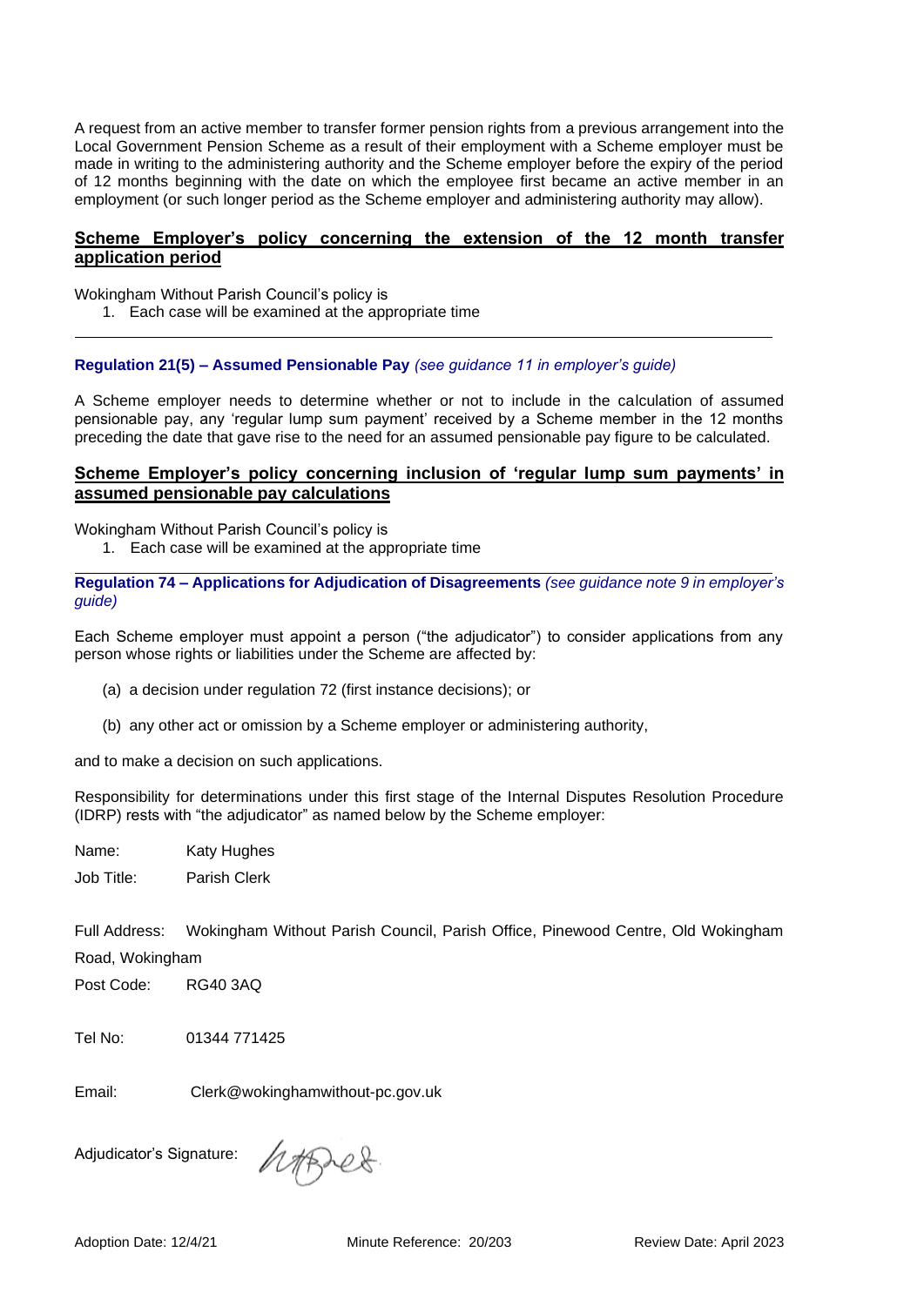A request from an active member to transfer former pension rights from a previous arrangement into the Local Government Pension Scheme as a result of their employment with a Scheme employer must be made in writing to the administering authority and the Scheme employer before the expiry of the period of 12 months beginning with the date on which the employee first became an active member in an employment (or such longer period as the Scheme employer and administering authority may allow).

**Scheme Employer's policy concerning the extension of the 12 month transfer application period**

Wokingham Without Parish Council's policy is

1. Each case will be examined at the appropriate time

---

**Regulation 21(5) – Assumed Pensionable Pay** *(see guidance 11 in employer's guide)*

A Scheme employer needs to determine whether or not to include in the calculation of assumed pensionable pay, any 'regular lump sum payment' received by a Scheme member in the 12 months preceding the date that gave rise to the need for an assumed pensionable pay figure to be calculated.

**Scheme Employer's policy concerning inclusion of 'regular lump sum payments' in assumed pensionable pay calculations**

Wokingham Without Parish Council's policy is

1. Each case will be examined at the appropriate time

---

**Regulation 74 – Applications for Adjudication of Disagreements** *(see guidance note 9 in employer's guide)*

Each Scheme employer must appoint a person ("the adjudicator") to consider applications from any person whose rights or liabilities under the Scheme are affected by:

(a) a decision under regulation 72 (first instance decisions); or

(b) any other act or omission by a Scheme employer or administering authority,

and to make a decision on such applications.

Responsibility for determinations under this first stage of the Internal Disputes Resolution Procedure (IDRP) rests with "the adjudicator" as named below by the Scheme employer:

Name: Katy Hughes

Job Title: Parish Clerk

Full Address: Wokingham Without Parish Council, Parish Office, Pinewood Centre, Old Wokingham Road, Wokingham

Post Code: RG40 3AQ

Tel No: 01344 771425

Email: Clerk@wokinghamwithout-pc.gov.uk

Adjudicator's Signature:

Adoption Date: 12/4/21 Minute Reference: 20/203 Review Date: April 2023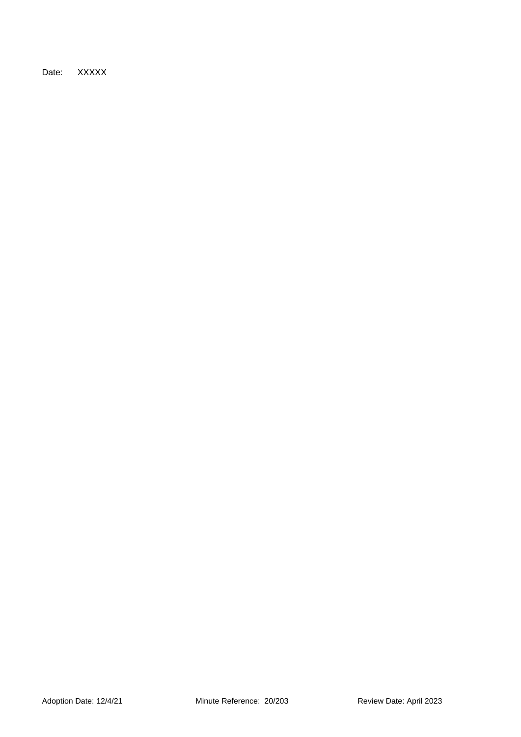Date: XXXXX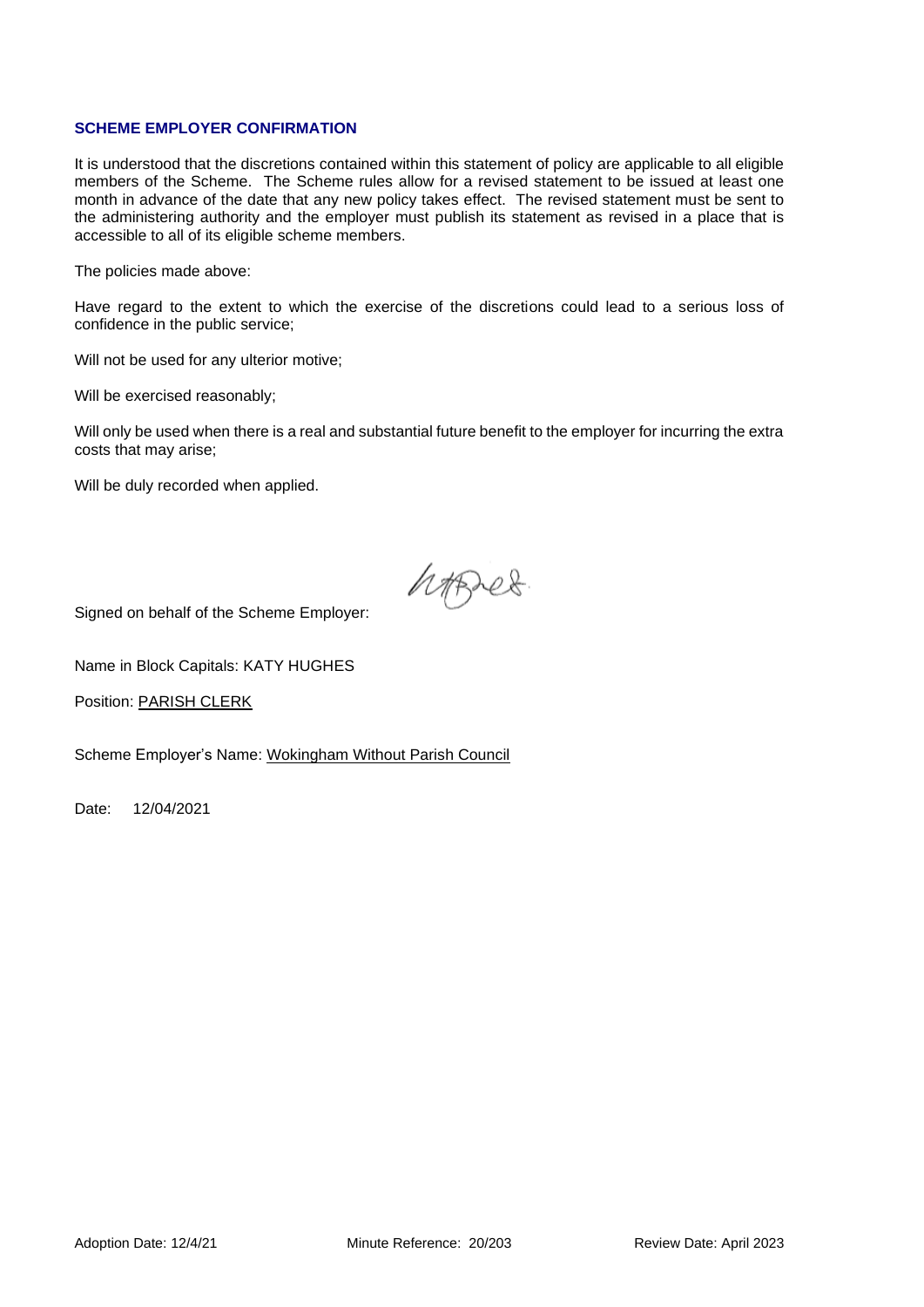## SCHEME EMPLOYER CONFIRMATION

It is understood that the discretions contained within this statement of policy are applicable to all eligible members of the Scheme. The Scheme rules allow for a revised statement to be issued at least one month in advance of the date that any new policy takes effect. The revised statement must be sent to the administering authority and the employer must publish its statement as revised in a place that is accessible to all of its eligible scheme members.

The policies made above:

Have regard to the extent to which the exercise of the discretions could lead to a serious loss of confidence in the public service;

Will not be used for any ulterior motive;

Will be exercised reasonably;

Will only be used when there is a real and substantial future benefit to the employer for incurring the extra costs that may arise;

Will be duly recorded when applied.

Signed on behalf of the Scheme Employer:

Name in Block Capitals: KATY HUGHES

Position: PARISH CLERK

Scheme Employer's Name: Wokingham Without Parish Council

Date: 12/04/2021

Adoption Date: 12/4/21 Minute Reference: 20/203 Review Date: April 2023